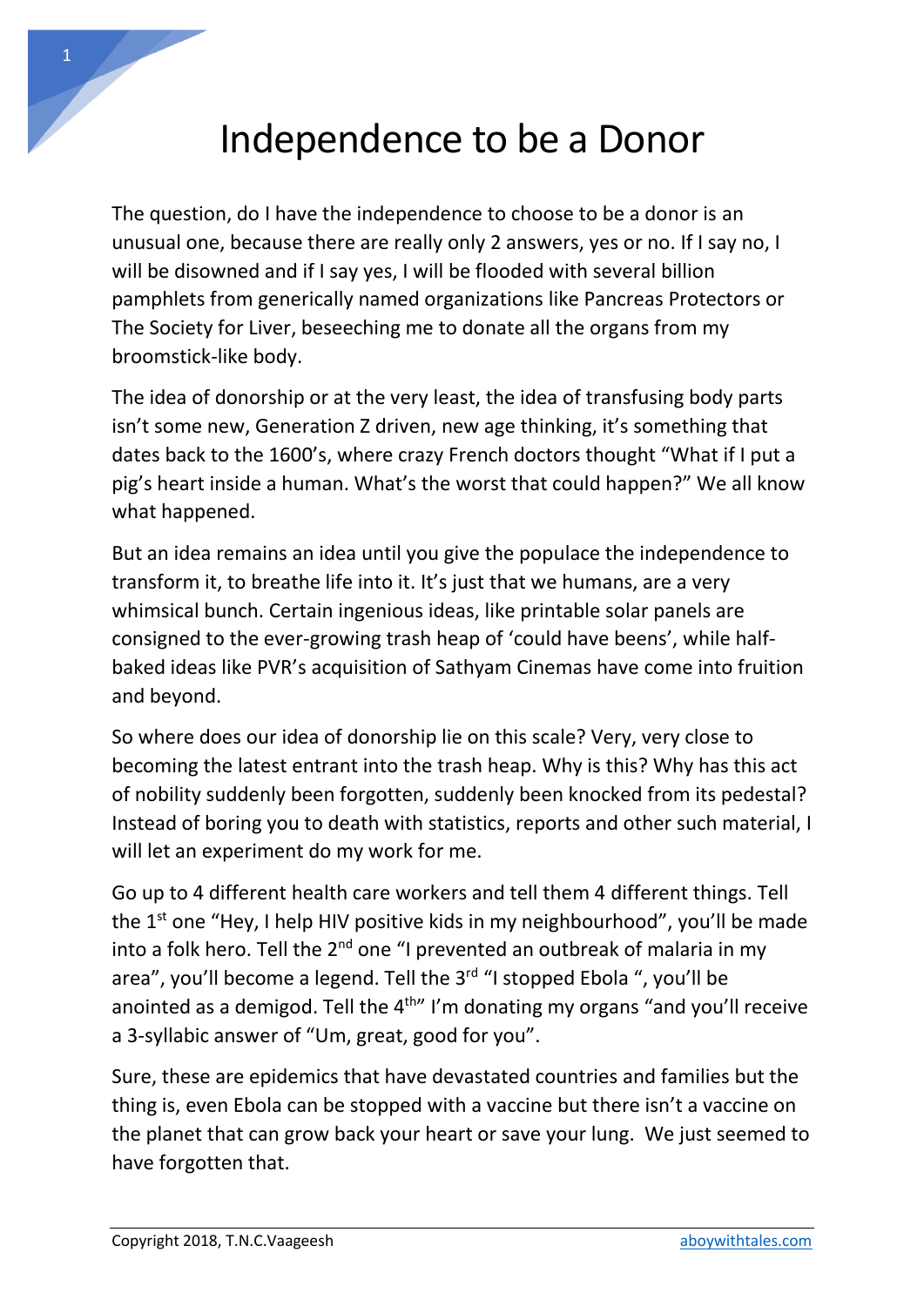# Independence to be a Donor

The question, do I have the independence to choose to be a donor is an unusual one, because there are really only 2 answers, yes or no. If I say no, I will be disowned and if I say yes, I will be flooded with several billion pamphlets from generically named organizations like Pancreas Protectors or The Society for Liver, beseeching me to donate all the organs from my broomstick-like body.

The idea of donorship or at the very least, the idea of transfusing body parts isn't some new, Generation Z driven, new age thinking, it's something that dates back to the 1600's, where crazy French doctors thought "What if I put a pig's heart inside a human. What's the worst that could happen?" We all know what happened.

But an idea remains an idea until you give the populace the independence to transform it, to breathe life into it. It's just that we humans, are a very whimsical bunch. Certain ingenious ideas, like printable solar panels are consigned to the ever-growing trash heap of 'could have beens', while half-baked ideas like PVR's acquisition of Sathyam Cinemas have come into fruition and beyond.

So where does our idea of donorship lie on this scale? Very, very close to becoming the latest entrant into the trash heap. Why is this? Why has this act of nobility suddenly been forgotten, suddenly been knocked from its pedestal? Instead of boring you to death with statistics, reports and other such material, I will let an experiment do my work for me.

Go up to 4 different health care workers and tell them 4 different things. Tell the 1st one "Hey, I help HIV positive kids in my neighbourhood", you'll be made into a folk hero. Tell the 2nd one "I prevented an outbreak of malaria in my area", you'll become a legend. Tell the 3rd "I stopped Ebola ", you'll be anointed as a demigod. Tell the 4th" I'm donating my organs "and you'll receive a 3-syllabic answer of "Um, great, good for you".

Sure, these are epidemics that have devastated countries and families but the thing is, even Ebola can be stopped with a vaccine but there isn't a vaccine on the planet that can grow back your heart or save your lung. We just seemed to have forgotten that.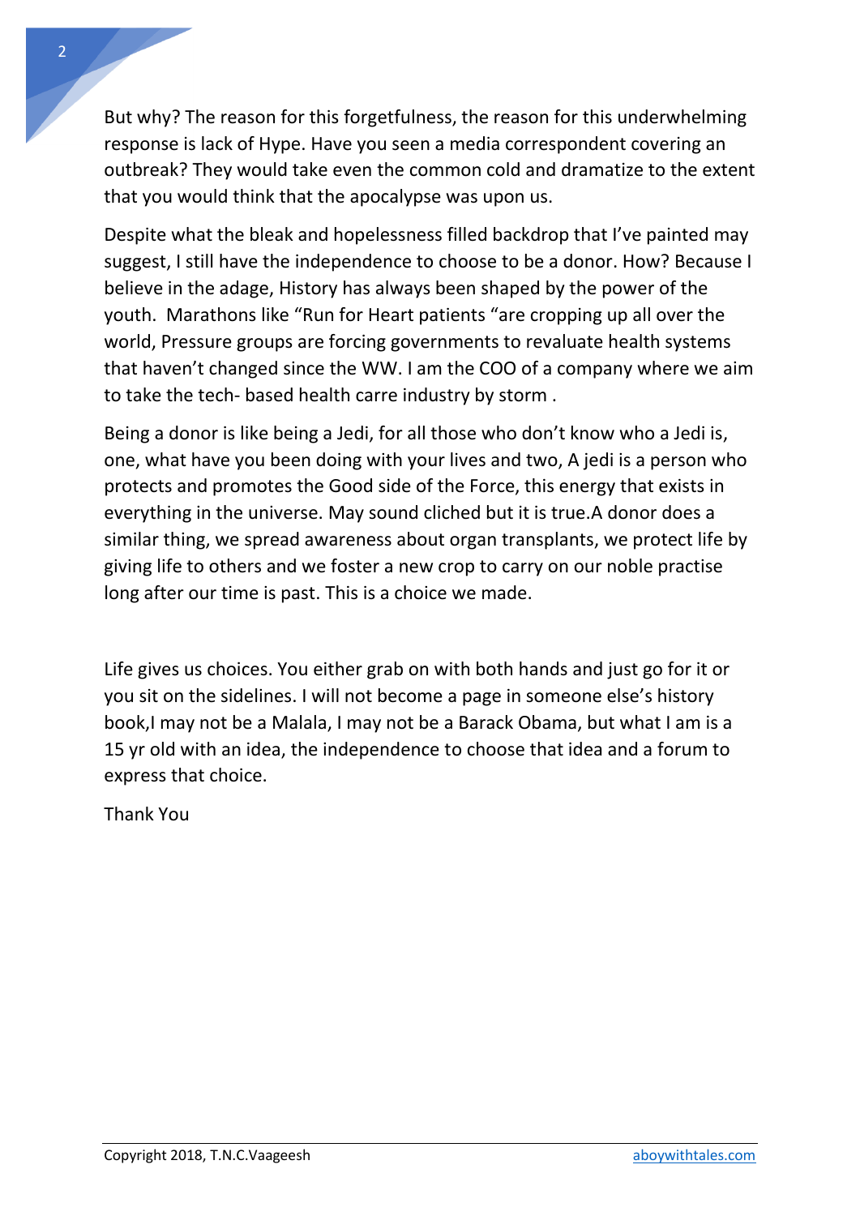But why? The reason for this forgetfulness, the reason for this underwhelming response is lack of Hype. Have you seen a media correspondent covering an outbreak? They would take even the common cold and dramatize to the extent that you would think that the apocalypse was upon us.

Despite what the bleak and hopelessness filled backdrop that I've painted may suggest, I still have the independence to choose to be a donor. How? Because I believe in the adage, History has always been shaped by the power of the youth. Marathons like "Run for Heart patients "are cropping up all over the world, Pressure groups are forcing governments to revaluate health systems that haven't changed since the WW. I am the COO of a company where we aim to take the tech- based health carre industry by storm .

Being a donor is like being a Jedi, for all those who don't know who a Jedi is, one, what have you been doing with your lives and two, A jedi is a person who protects and promotes the Good side of the Force, this energy that exists in everything in the universe. May sound cliched but it is true.A donor does a similar thing, we spread awareness about organ transplants, we protect life by giving life to others and we foster a new crop to carry on our noble practise long after our time is past. This is a choice we made.

Life gives us choices. You either grab on with both hands and just go for it or you sit on the sidelines. I will not become a page in someone else's history book,I may not be a Malala, I may not be a Barack Obama, but what I am is a 15 yr old with an idea, the independence to choose that idea and a forum to express that choice.

Thank You